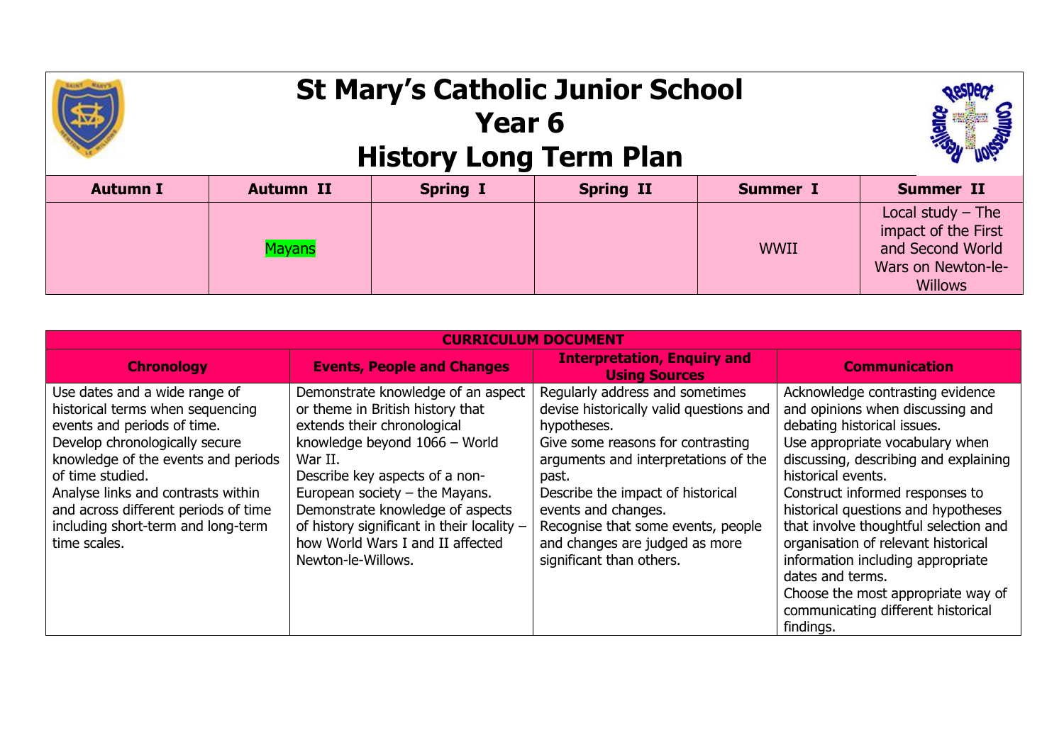# St Mary's Catholic Junior School
## Year 6
## History Long Term Plan

| Autumn I | Autumn II | Spring I | Spring II | Summer I | Summer II |
|---|---|---|---|---|---|
| | Mayans | | | WWII | Local study – The impact of the First and Second World Wars on Newton-le-Willows |

| CURRICULUM DOCUMENT | | | |
|---|---|---|---|
| **Chronology** | **Events, People and Changes** | **Interpretation, Enquiry and Using Sources** | **Communication** |
| Use dates and a wide range of historical terms when sequencing events and periods of time.<br>Develop chronologically secure knowledge of the events and periods of time studied.<br>Analyse links and contrasts within and across different periods of time including short-term and long-term time scales. | Demonstrate knowledge of an aspect or theme in British history that extends their chronological knowledge beyond 1066 – World War II.<br>Describe key aspects of a non-European society – the Mayans.<br>Demonstrate knowledge of aspects of history significant in their locality – how World Wars I and II affected Newton-le-Willows. | Regularly address and sometimes devise historically valid questions and hypotheses.<br>Give some reasons for contrasting arguments and interpretations of the past.<br>Describe the impact of historical events and changes.<br>Recognise that some events, people and changes are judged as more significant than others. | Acknowledge contrasting evidence and opinions when discussing and debating historical issues.<br>Use appropriate vocabulary when discussing, describing and explaining historical events.<br>Construct informed responses to historical questions and hypotheses that involve thoughtful selection and organisation of relevant historical information including appropriate dates and terms.<br>Choose the most appropriate way of communicating different historical findings. |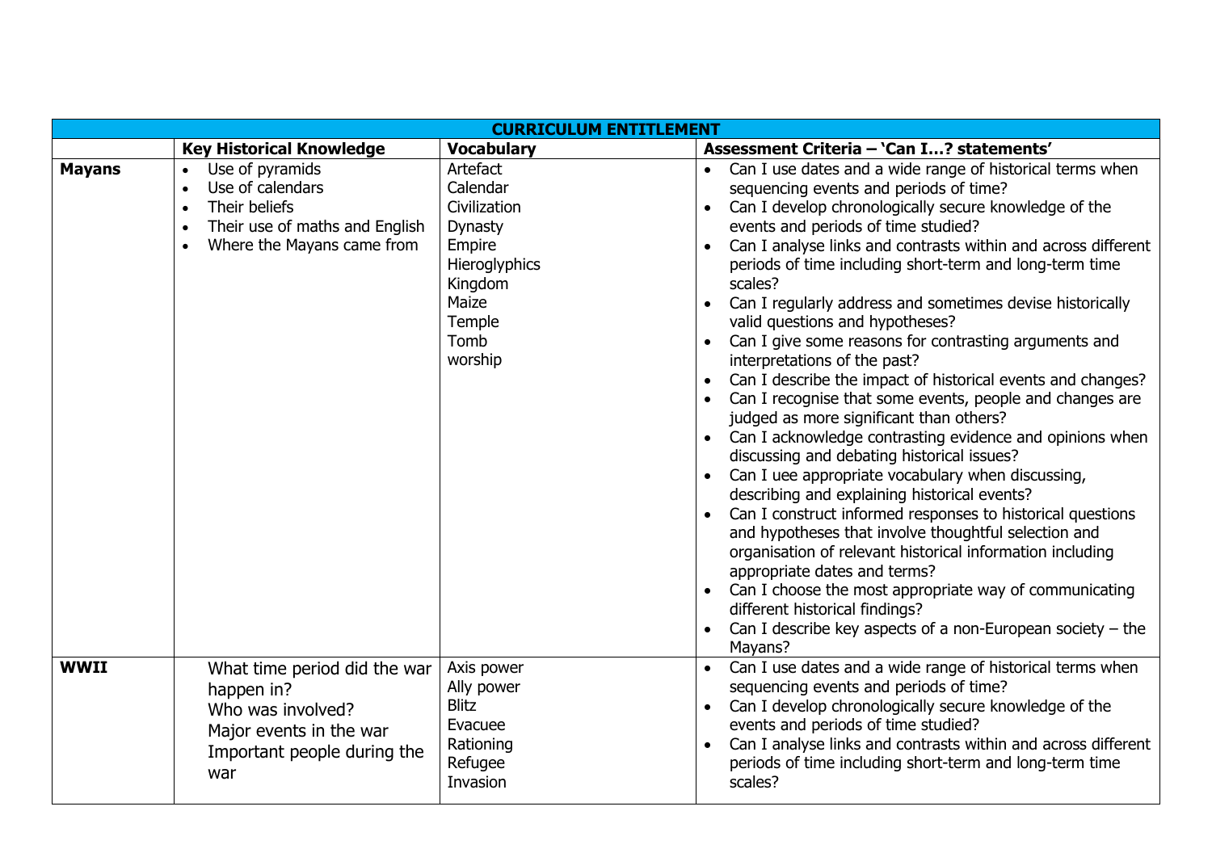| CURRICULUM ENTITLEMENT | | | |
|---|---|---|---|
| | **Key Historical Knowledge** | **Vocabulary** | **Assessment Criteria – 'Can I…? statements'** |
| **Mayans** | • Use of pyramids<br>• Use of calendars<br>• Their beliefs<br>• Their use of maths and English<br>• Where the Mayans came from | Artefact<br>Calendar<br>Civilization<br>Dynasty<br>Empire<br>Hieroglyphics<br>Kingdom<br>Maize<br>Temple<br>Tomb<br>worship | • Can I use dates and a wide range of historical terms when sequencing events and periods of time?<br>• Can I develop chronologically secure knowledge of the events and periods of time studied?<br>• Can I analyse links and contrasts within and across different periods of time including short-term and long-term time scales?<br>• Can I regularly address and sometimes devise historically valid questions and hypotheses?<br>• Can I give some reasons for contrasting arguments and interpretations of the past?<br>• Can I describe the impact of historical events and changes?<br>• Can I recognise that some events, people and changes are judged as more significant than others?<br>• Can I acknowledge contrasting evidence and opinions when discussing and debating historical issues?<br>• Can I uee appropriate vocabulary when discussing, describing and explaining historical events?<br>• Can I construct informed responses to historical questions and hypotheses that involve thoughtful selection and organisation of relevant historical information including appropriate dates and terms?<br>• Can I choose the most appropriate way of communicating different historical findings?<br>• Can I describe key aspects of a non-European society – the Mayans? |
| **WWII** | What time period did the war happen in?<br>Who was involved?<br>Major events in the war<br>Important people during the war | Axis power<br>Ally power<br>Blitz<br>Evacuee<br>Rationing<br>Refugee<br>Invasion | • Can I use dates and a wide range of historical terms when sequencing events and periods of time?<br>• Can I develop chronologically secure knowledge of the events and periods of time studied?<br>• Can I analyse links and contrasts within and across different periods of time including short-term and long-term time scales? |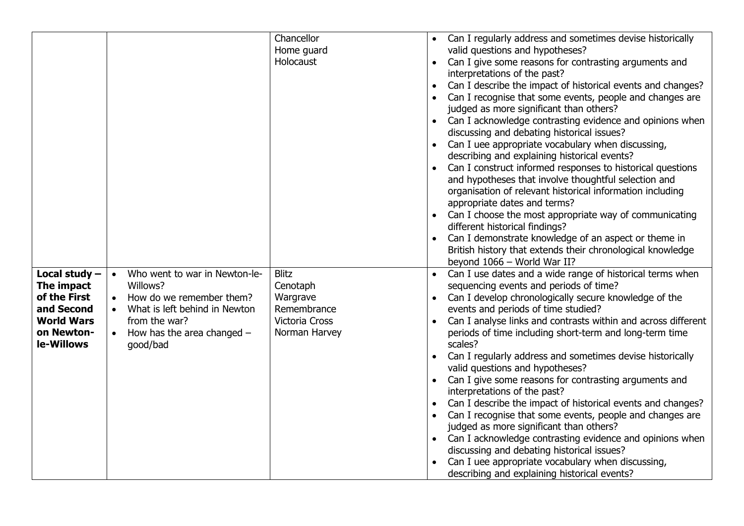| | | | |
|---|---|---|---|
| | | Chancellor<br>Home guard<br>Holocaust | • Can I regularly address and sometimes devise historically valid questions and hypotheses?<br>• Can I give some reasons for contrasting arguments and interpretations of the past?<br>• Can I describe the impact of historical events and changes?<br>• Can I recognise that some events, people and changes are judged as more significant than others?<br>• Can I acknowledge contrasting evidence and opinions when discussing and debating historical issues?<br>• Can I uee appropriate vocabulary when discussing, describing and explaining historical events?<br>• Can I construct informed responses to historical questions and hypotheses that involve thoughtful selection and organisation of relevant historical information including appropriate dates and terms?<br>• Can I choose the most appropriate way of communicating different historical findings?<br>• Can I demonstrate knowledge of an aspect or theme in British history that extends their chronological knowledge beyond 1066 – World War II? |
| **Local study – The impact of the First and Second World Wars on Newton-le-Willows** | • Who went to war in Newton-le-Willows?<br>• How do we remember them?<br>• What is left behind in Newton from the war?<br>• How has the area changed – good/bad | Blitz<br>Cenotaph<br>Wargrave<br>Remembrance<br>Victoria Cross<br>Norman Harvey | • Can I use dates and a wide range of historical terms when sequencing events and periods of time?<br>• Can I develop chronologically secure knowledge of the events and periods of time studied?<br>• Can I analyse links and contrasts within and across different periods of time including short-term and long-term time scales?<br>• Can I regularly address and sometimes devise historically valid questions and hypotheses?<br>• Can I give some reasons for contrasting arguments and interpretations of the past?<br>• Can I describe the impact of historical events and changes?<br>• Can I recognise that some events, people and changes are judged as more significant than others?<br>• Can I acknowledge contrasting evidence and opinions when discussing and debating historical issues?<br>• Can I uee appropriate vocabulary when discussing, describing and explaining historical events? |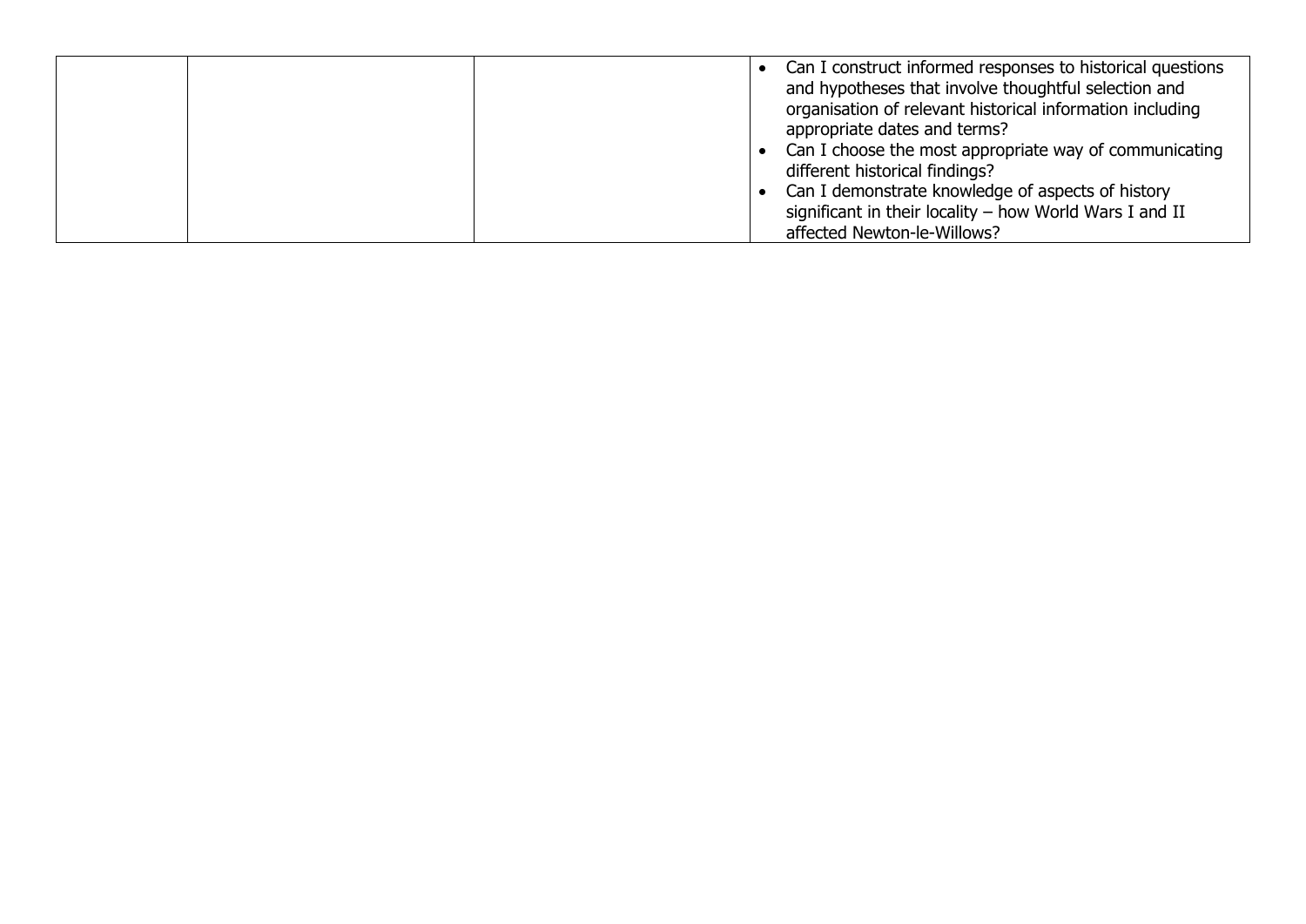| | | | |
|---|---|---|---|
| | | | • Can I construct informed responses to historical questions and hypotheses that involve thoughtful selection and organisation of relevant historical information including appropriate dates and terms?<br>• Can I choose the most appropriate way of communicating different historical findings?<br>• Can I demonstrate knowledge of aspects of history significant in their locality – how World Wars I and II affected Newton-le-Willows? |